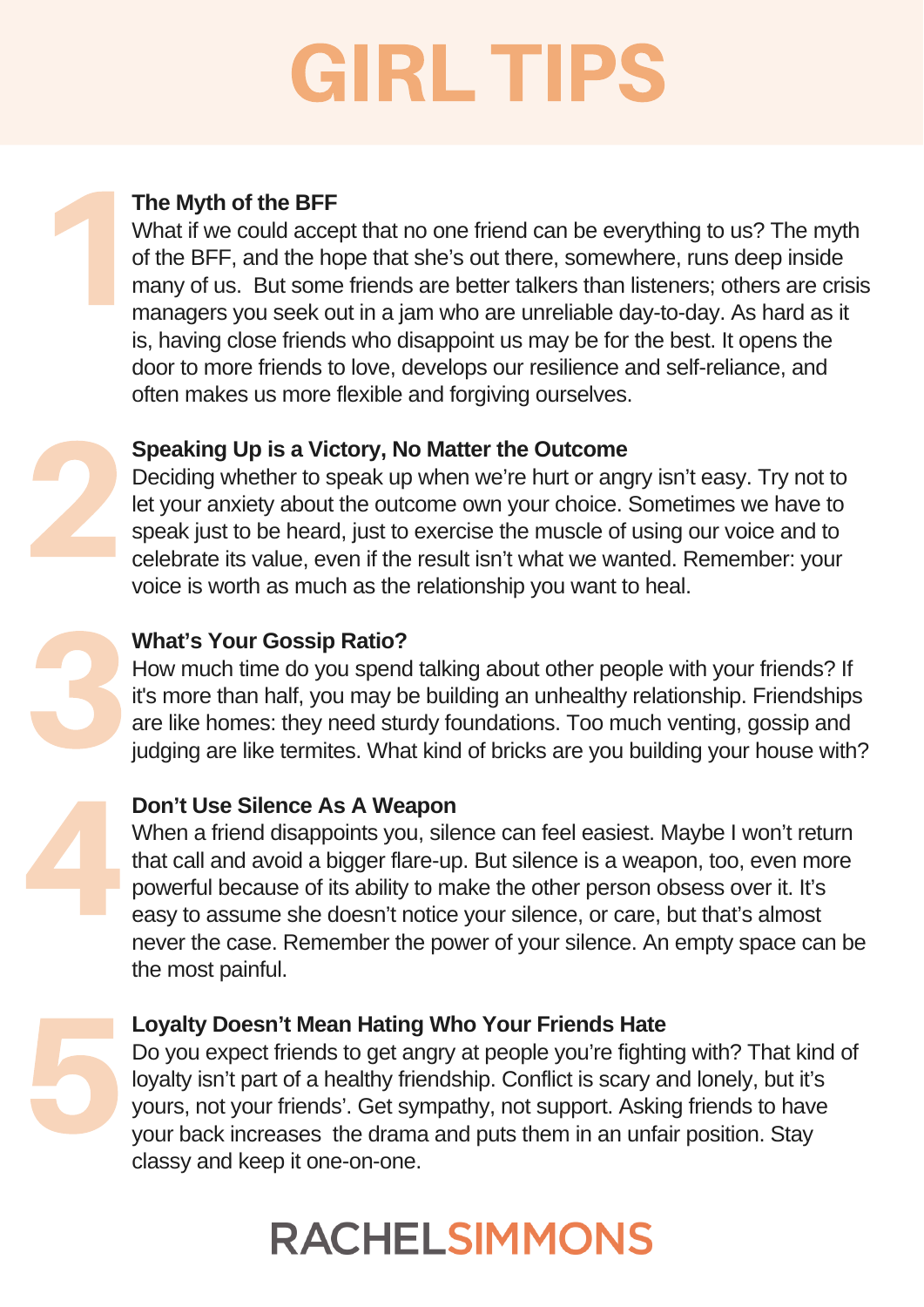# GIRL TIPS

## 1. The Myth of the BFF

What if we could accept that no one friend can be everything to us? The myth of the BFF, and the hope that she's out there, somewhere, runs deep inside many of us. But some friends are better talkers than listeners; others are crisis managers you seek out in a jam who are unreliable day-to-day. As hard as it is, having close friends who disappoint us may be for the best. It opens the door to more friends to love, develops our resilience and self-reliance, and often makes us more flexible and forgiving ourselves.

## 2. Speaking Up is a Victory, No Matter the Outcome

Deciding whether to speak up when we're hurt or angry isn't easy. Try not to let your anxiety about the outcome own your choice. Sometimes we have to speak just to be heard, just to exercise the muscle of using our voice and to celebrate its value, even if the result isn't what we wanted. Remember: your voice is worth as much as the relationship you want to heal.

## 3. What's Your Gossip Ratio?

How much time do you spend talking about other people with your friends? If it's more than half, you may be building an unhealthy relationship. Friendships are like homes: they need sturdy foundations. Too much venting, gossip and judging are like termites. What kind of bricks are you building your house with?

## 4. Don't Use Silence As A Weapon

When a friend disappoints you, silence can feel easiest. Maybe I won't return that call and avoid a bigger flare-up. But silence is a weapon, too, even more powerful because of its ability to make the other person obsess over it. It's easy to assume she doesn't notice your silence, or care, but that's almost never the case. Remember the power of your silence. An empty space can be the most painful.

## 5. Loyalty Doesn't Mean Hating Who Your Friends Hate

Do you expect friends to get angry at people you're fighting with? That kind of loyalty isn't part of a healthy friendship. Conflict is scary and lonely, but it's yours, not your friends'. Get sympathy, not support. Asking friends to have your back increases the drama and puts them in an unfair position. Stay classy and keep it one-on-one.

RACHEL SIMMONS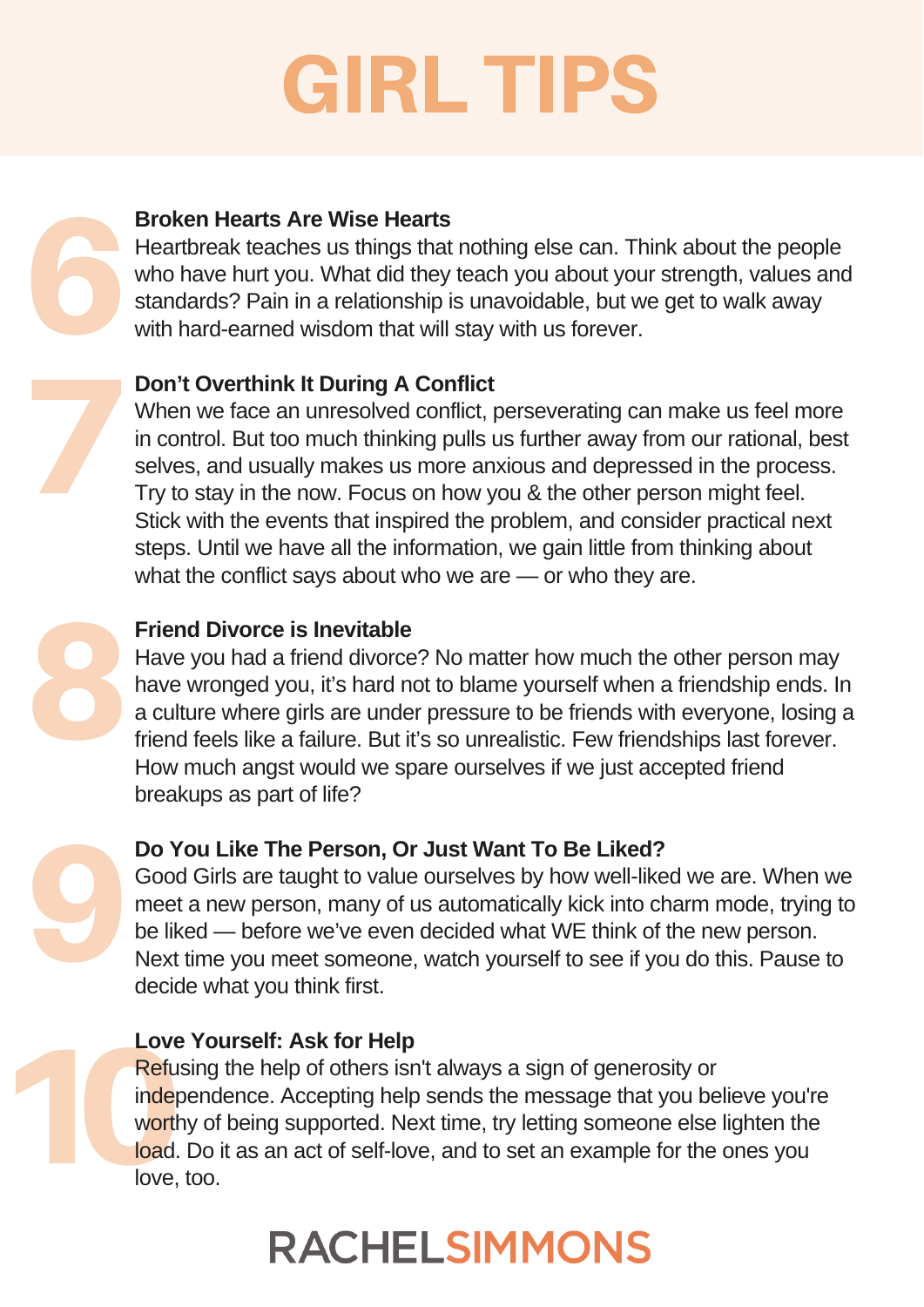# GIRL TIPS

## 6 Broken Hearts Are Wise Hearts

Heartbreak teaches us things that nothing else can. Think about the people who have hurt you. What did they teach you about your strength, values and standards? Pain in a relationship is unavoidable, but we get to walk away with hard-earned wisdom that will stay with us forever.

## 7 Don't Overthink It During A Conflict

When we face an unresolved conflict, perseverating can make us feel more in control. But too much thinking pulls us further away from our rational, best selves, and usually makes us more anxious and depressed in the process. Try to stay in the now. Focus on how you & the other person might feel. Stick with the events that inspired the problem, and consider practical next steps. Until we have all the information, we gain little from thinking about what the conflict says about who we are — or who they are.

## 8 Friend Divorce is Inevitable

Have you had a friend divorce? No matter how much the other person may have wronged you, it's hard not to blame yourself when a friendship ends. In a culture where girls are under pressure to be friends with everyone, losing a friend feels like a failure. But it's so unrealistic. Few friendships last forever. How much angst would we spare ourselves if we just accepted friend breakups as part of life?

## 9 Do You Like The Person, Or Just Want To Be Liked?

Good Girls are taught to value ourselves by how well-liked we are. When we meet a new person, many of us automatically kick into charm mode, trying to be liked — before we've even decided what WE think of the new person. Next time you meet someone, watch yourself to see if you do this. Pause to decide what you think first.

## 10 Love Yourself: Ask for Help

Refusing the help of others isn't always a sign of generosity or independence. Accepting help sends the message that you believe you're worthy of being supported. Next time, try letting someone else lighten the load. Do it as an act of self-love, and to set an example for the ones you love, too.

RACHEL SIMMONS